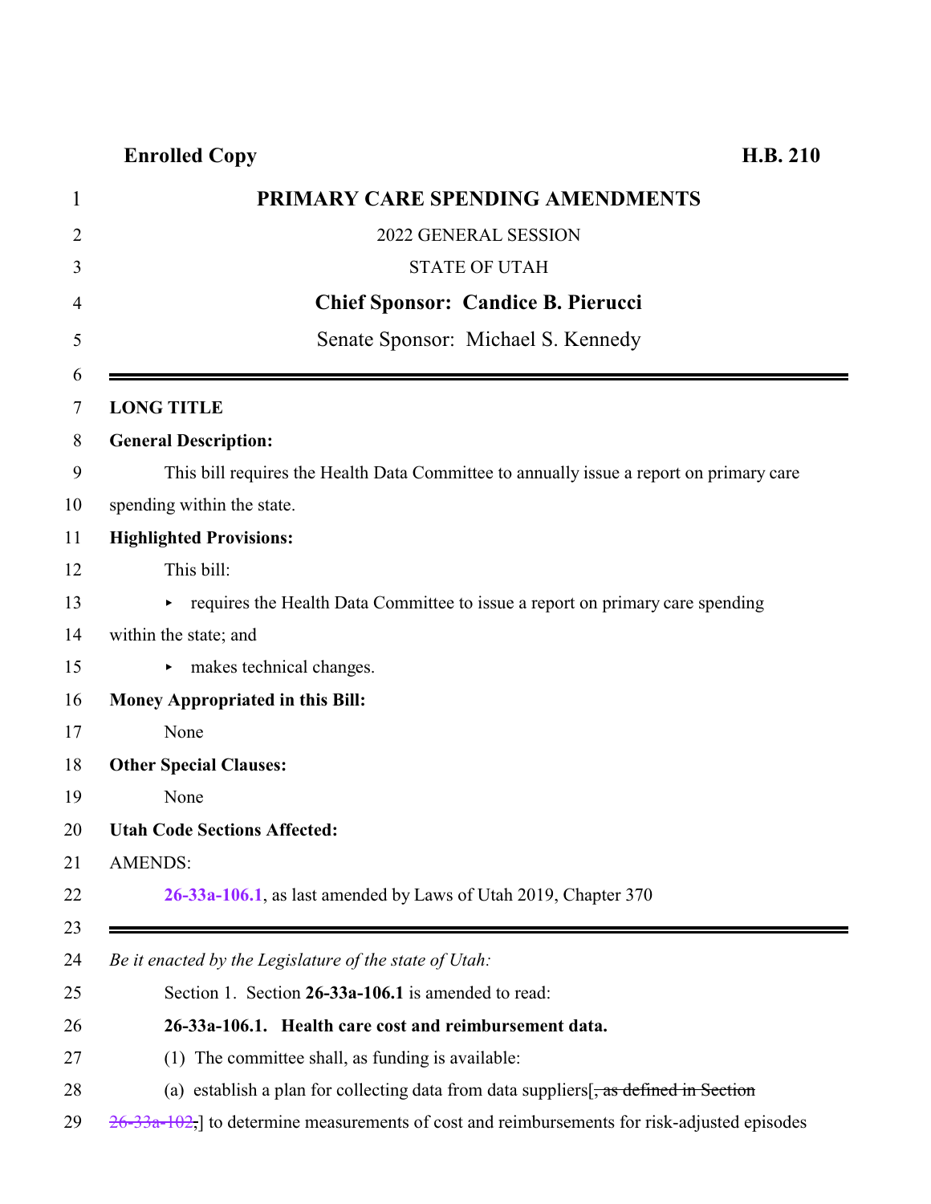**Enrolled Copy** **H.B. 210**

# PRIMARY CARE SPENDING AMENDMENTS

2022 GENERAL SESSION

STATE OF UTAH

**Chief Sponsor: Candice B. Pierucci**

Senate Sponsor: Michael S. Kennedy

---

**LONG TITLE**

**General Description:**

This bill requires the Health Data Committee to annually issue a report on primary care spending within the state.

**Highlighted Provisions:**

This bill:

- requires the Health Data Committee to issue a report on primary care spending within the state; and
- makes technical changes.

**Money Appropriated in this Bill:**

None

**Other Special Clauses:**

None

**Utah Code Sections Affected:**

AMENDS:

**26-33a-106.1**, as last amended by Laws of Utah 2019, Chapter 370

---

*Be it enacted by the Legislature of the state of Utah:*

Section 1. Section **26-33a-106.1** is amended to read:

**26-33a-106.1. Health care cost and reimbursement data.**

(1) The committee shall, as funding is available:

(a) establish a plan for collecting data from data suppliers[~~, as defined in Section 26-33a-102,~~] to determine measurements of cost and reimbursements for risk-adjusted episodes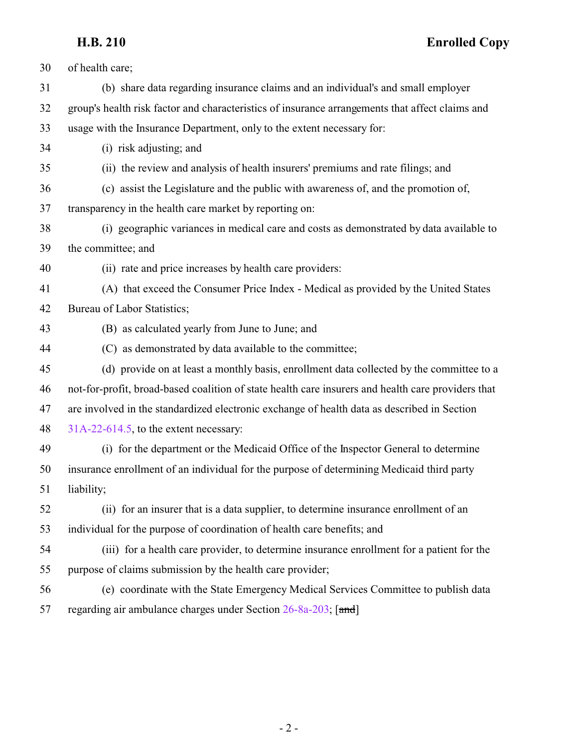30 of health care;

31 (b) share data regarding insurance claims and an individual's and small employer

32 group's health risk factor and characteristics of insurance arrangements that affect claims and

33 usage with the Insurance Department, only to the extent necessary for:

34 (i) risk adjusting; and

35 (ii) the review and analysis of health insurers' premiums and rate filings; and

36 (c) assist the Legislature and the public with awareness of, and the promotion of,

37 transparency in the health care market by reporting on:

38 (i) geographic variances in medical care and costs as demonstrated by data available to

39 the committee; and

40 (ii) rate and price increases by health care providers:

41 (A) that exceed the Consumer Price Index - Medical as provided by the United States

42 Bureau of Labor Statistics;

43 (B) as calculated yearly from June to June; and

44 (C) as demonstrated by data available to the committee;

45 (d) provide on at least a monthly basis, enrollment data collected by the committee to a

46 not-for-profit, broad-based coalition of state health care insurers and health care providers that

47 are involved in the standardized electronic exchange of health data as described in Section

48 31A-22-614.5, to the extent necessary:

49 (i) for the department or the Medicaid Office of the Inspector General to determine

50 insurance enrollment of an individual for the purpose of determining Medicaid third party

51 liability;

52 (ii) for an insurer that is a data supplier, to determine insurance enrollment of an

53 individual for the purpose of coordination of health care benefits; and

54 (iii) for a health care provider, to determine insurance enrollment for a patient for the

55 purpose of claims submission by the health care provider;

56 (e) coordinate with the State Emergency Medical Services Committee to publish data

57 regarding air ambulance charges under Section 26-8a-203; [~~and~~]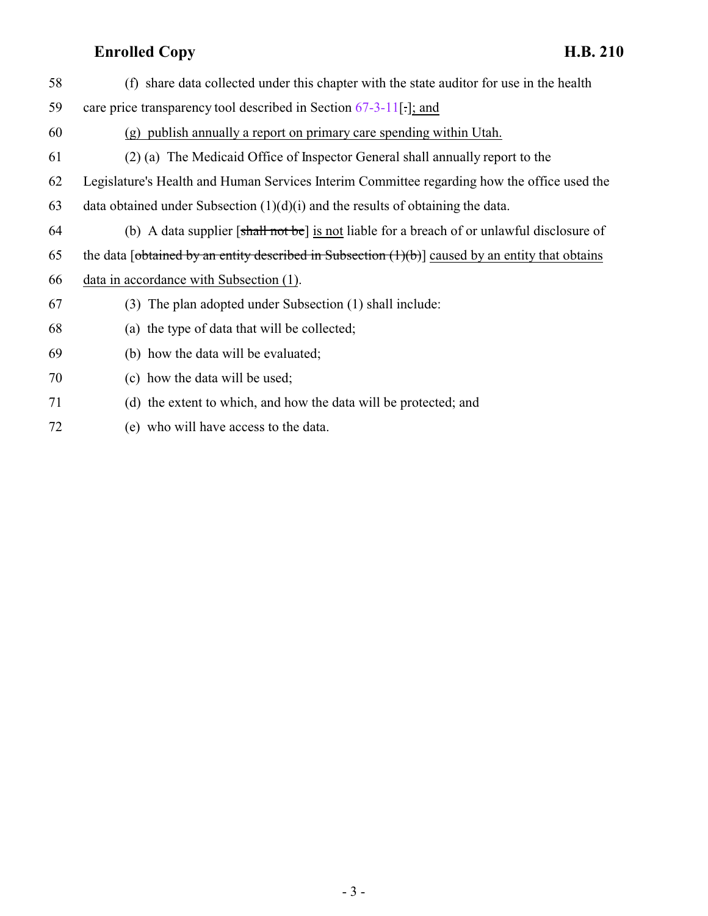(f) share data collected under this chapter with the state auditor for use in the health care price transparency tool described in Section 67-3-11[.]; and

(g) publish annually a report on primary care spending within Utah.

(2) (a) The Medicaid Office of Inspector General shall annually report to the Legislature's Health and Human Services Interim Committee regarding how the office used the data obtained under Subsection (1)(d)(i) and the results of obtaining the data.

(b) A data supplier [~~shall not be~~] is not liable for a breach of or unlawful disclosure of the data [~~obtained by an entity described in Subsection (1)(b)~~] caused by an entity that obtains data in accordance with Subsection (1).

(3) The plan adopted under Subsection (1) shall include:

(a) the type of data that will be collected;

(b) how the data will be evaluated;

(c) how the data will be used;

(d) the extent to which, and how the data will be protected; and

(e) who will have access to the data.